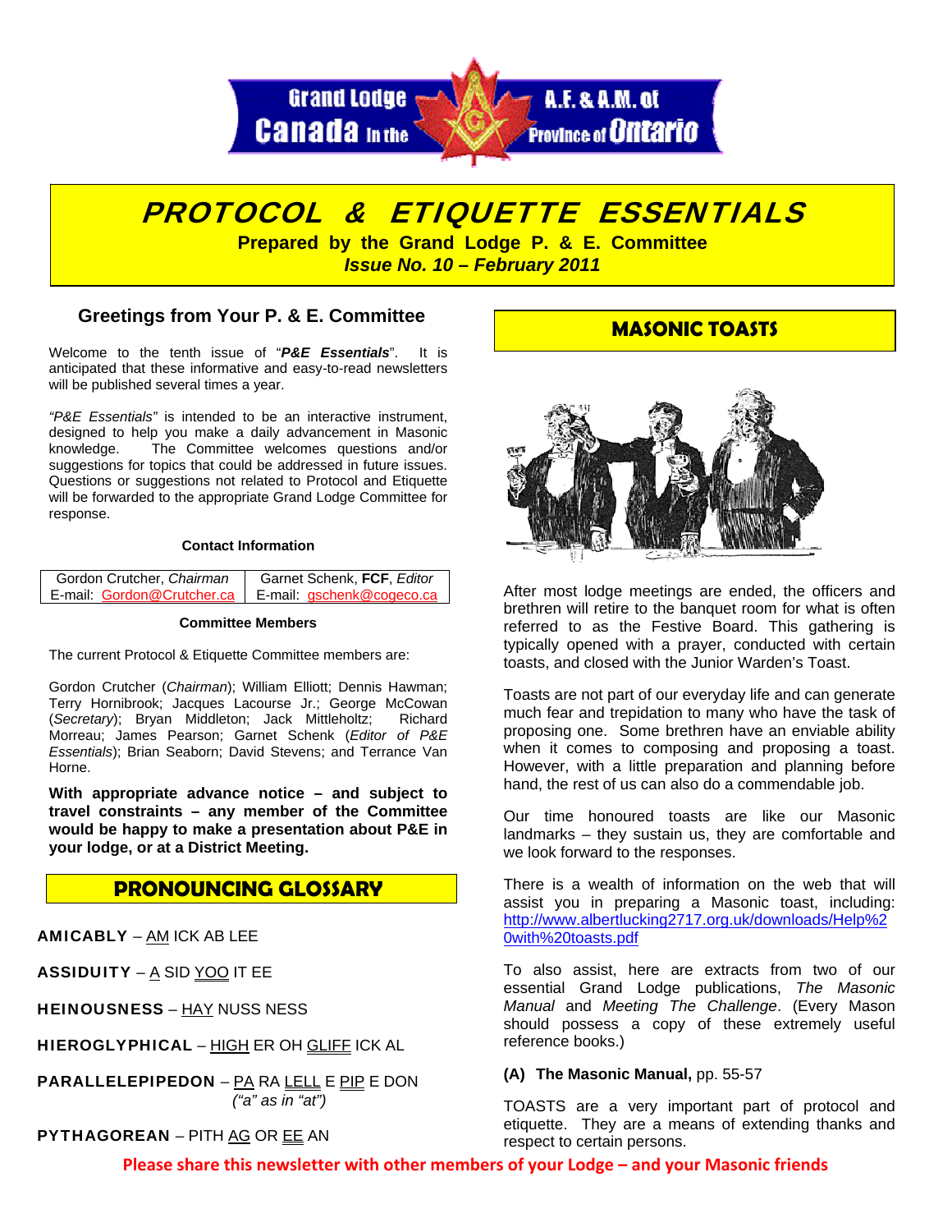Grand Lodge Canada in the A.F. & A.M. of Province of Ontario

# PROTOCOL & ETIQUETTE ESSENTIALS

**Prepared by the Grand Lodge P. & E. Committee**

***Issue No. 10 – February 2011***

## Greetings from Your P. & E. Committee

Welcome to the tenth issue of "***P&E Essentials***". It is anticipated that these informative and easy-to-read newsletters will be published several times a year.

*"P&E Essentials"* is intended to be an interactive instrument, designed to help you make a daily advancement in Masonic knowledge. The Committee welcomes questions and/or suggestions for topics that could be addressed in future issues. Questions or suggestions not related to Protocol and Etiquette will be forwarded to the appropriate Grand Lodge Committee for response.

**Contact Information**

| Gordon Crutcher, *Chairman* | Garnet Schenk, **FCF**, *Editor* |
|---|---|
| E-mail: Gordon@Crutcher.ca | E-mail: gschenk@cogeco.ca |

**Committee Members**

The current Protocol & Etiquette Committee members are:

Gordon Crutcher (*Chairman*); William Elliott; Dennis Hawman; Terry Hornibrook; Jacques Lacourse Jr.; George McCowan (*Secretary*); Bryan Middleton; Jack Mittleholtz; Richard Morreau; James Pearson; Garnet Schenk (*Editor of P&E Essentials*); Brian Seaborn; David Stevens; and Terrance Van Horne.

**With appropriate advance notice – and subject to travel constraints – any member of the Committee would be happy to make a presentation about P&E in your lodge, or at a District Meeting.**

## PRONOUNCING GLOSSARY

**AMICABLY** – AM ICK AB LEE

**ASSIDUITY** – A SID YOO IT EE

**HEINOUSNESS** – HAY NUSS NESS

**HIEROGLYPHICAL** – HIGH ER OH GLIFF ICK AL

**PARALLELEPIPEDON** – PA RA LELL E PIP E DON *("a" as in "at")*

**PYTHAGOREAN** – PITH AG OR EE AN

## MASONIC TOASTS

After most lodge meetings are ended, the officers and brethren will retire to the banquet room for what is often referred to as the Festive Board. This gathering is typically opened with a prayer, conducted with certain toasts, and closed with the Junior Warden's Toast.

Toasts are not part of our everyday life and can generate much fear and trepidation to many who have the task of proposing one. Some brethren have an enviable ability when it comes to composing and proposing a toast. However, with a little preparation and planning before hand, the rest of us can also do a commendable job.

Our time honoured toasts are like our Masonic landmarks – they sustain us, they are comfortable and we look forward to the responses.

There is a wealth of information on the web that will assist you in preparing a Masonic toast, including: http://www.albertlucking2717.org.uk/downloads/Help%20with%20toasts.pdf

To also assist, here are extracts from two of our essential Grand Lodge publications, *The Masonic Manual* and *Meeting The Challenge*. (Every Mason should possess a copy of these extremely useful reference books.)

**(A) The Masonic Manual,** pp. 55-57

TOASTS are a very important part of protocol and etiquette. They are a means of extending thanks and respect to certain persons.

**Please share this newsletter with other members of your Lodge – and your Masonic friends**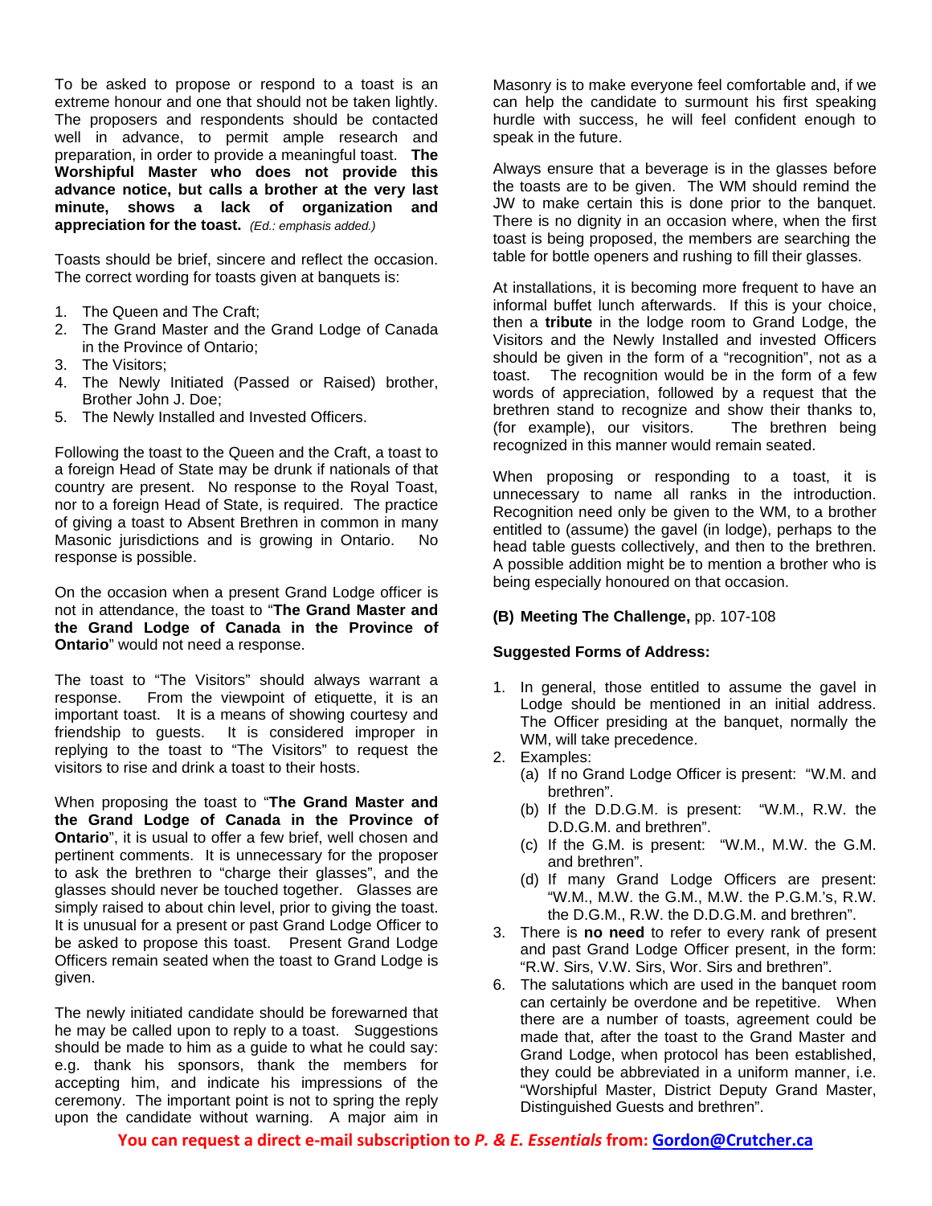To be asked to propose or respond to a toast is an extreme honour and one that should not be taken lightly. The proposers and respondents should be contacted well in advance, to permit ample research and preparation, in order to provide a meaningful toast. **The Worshipful Master who does not provide this advance notice, but calls a brother at the very last minute, shows a lack of organization and appreciation for the toast.** *(Ed.: emphasis added.)*

Toasts should be brief, sincere and reflect the occasion. The correct wording for toasts given at banquets is:

1. The Queen and The Craft;
2. The Grand Master and the Grand Lodge of Canada in the Province of Ontario;
3. The Visitors;
4. The Newly Initiated (Passed or Raised) brother, Brother John J. Doe;
5. The Newly Installed and Invested Officers.

Following the toast to the Queen and the Craft, a toast to a foreign Head of State may be drunk if nationals of that country are present. No response to the Royal Toast, nor to a foreign Head of State, is required. The practice of giving a toast to Absent Brethren in common in many Masonic jurisdictions and is growing in Ontario. No response is possible.

On the occasion when a present Grand Lodge officer is not in attendance, the toast to "**The Grand Master and the Grand Lodge of Canada in the Province of Ontario**" would not need a response.

The toast to "The Visitors" should always warrant a response. From the viewpoint of etiquette, it is an important toast. It is a means of showing courtesy and friendship to guests. It is considered improper in replying to the toast to "The Visitors" to request the visitors to rise and drink a toast to their hosts.

When proposing the toast to "**The Grand Master and the Grand Lodge of Canada in the Province of Ontario**", it is usual to offer a few brief, well chosen and pertinent comments. It is unnecessary for the proposer to ask the brethren to "charge their glasses", and the glasses should never be touched together. Glasses are simply raised to about chin level, prior to giving the toast. It is unusual for a present or past Grand Lodge Officer to be asked to propose this toast. Present Grand Lodge Officers remain seated when the toast to Grand Lodge is given.

The newly initiated candidate should be forewarned that he may be called upon to reply to a toast. Suggestions should be made to him as a guide to what he could say: e.g. thank his sponsors, thank the members for accepting him, and indicate his impressions of the ceremony. The important point is not to spring the reply upon the candidate without warning. A major aim in Masonry is to make everyone feel comfortable and, if we can help the candidate to surmount his first speaking hurdle with success, he will feel confident enough to speak in the future.

Always ensure that a beverage is in the glasses before the toasts are to be given. The WM should remind the JW to make certain this is done prior to the banquet. There is no dignity in an occasion where, when the first toast is being proposed, the members are searching the table for bottle openers and rushing to fill their glasses.

At installations, it is becoming more frequent to have an informal buffet lunch afterwards. If this is your choice, then a **tribute** in the lodge room to Grand Lodge, the Visitors and the Newly Installed and invested Officers should be given in the form of a "recognition", not as a toast. The recognition would be in the form of a few words of appreciation, followed by a request that the brethren stand to recognize and show their thanks to, (for example), our visitors. The brethren being recognized in this manner would remain seated.

When proposing or responding to a toast, it is unnecessary to name all ranks in the introduction. Recognition need only be given to the WM, to a brother entitled to (assume) the gavel (in lodge), perhaps to the head table guests collectively, and then to the brethren. A possible addition might be to mention a brother who is being especially honoured on that occasion.

**(B) Meeting The Challenge,** pp. 107-108

**Suggested Forms of Address:**

1. In general, those entitled to assume the gavel in Lodge should be mentioned in an initial address. The Officer presiding at the banquet, normally the WM, will take precedence.
2. Examples:
   (a) If no Grand Lodge Officer is present: "W.M. and brethren".
   (b) If the D.D.G.M. is present: "W.M., R.W. the D.D.G.M. and brethren".
   (c) If the G.M. is present: "W.M., M.W. the G.M. and brethren".
   (d) If many Grand Lodge Officers are present: "W.M., M.W. the G.M., M.W. the P.G.M.'s, R.W. the D.G.M., R.W. the D.D.G.M. and brethren".
3. There is **no need** to refer to every rank of present and past Grand Lodge Officer present, in the form: "R.W. Sirs, V.W. Sirs, Wor. Sirs and brethren".
6. The salutations which are used in the banquet room can certainly be overdone and be repetitive. When there are a number of toasts, agreement could be made that, after the toast to the Grand Master and Grand Lodge, when protocol has been established, they could be abbreviated in a uniform manner, i.e. "Worshipful Master, District Deputy Grand Master, Distinguished Guests and brethren".

**You can request a direct e-mail subscription to *P. & E. Essentials* from: Gordon@Crutcher.ca**